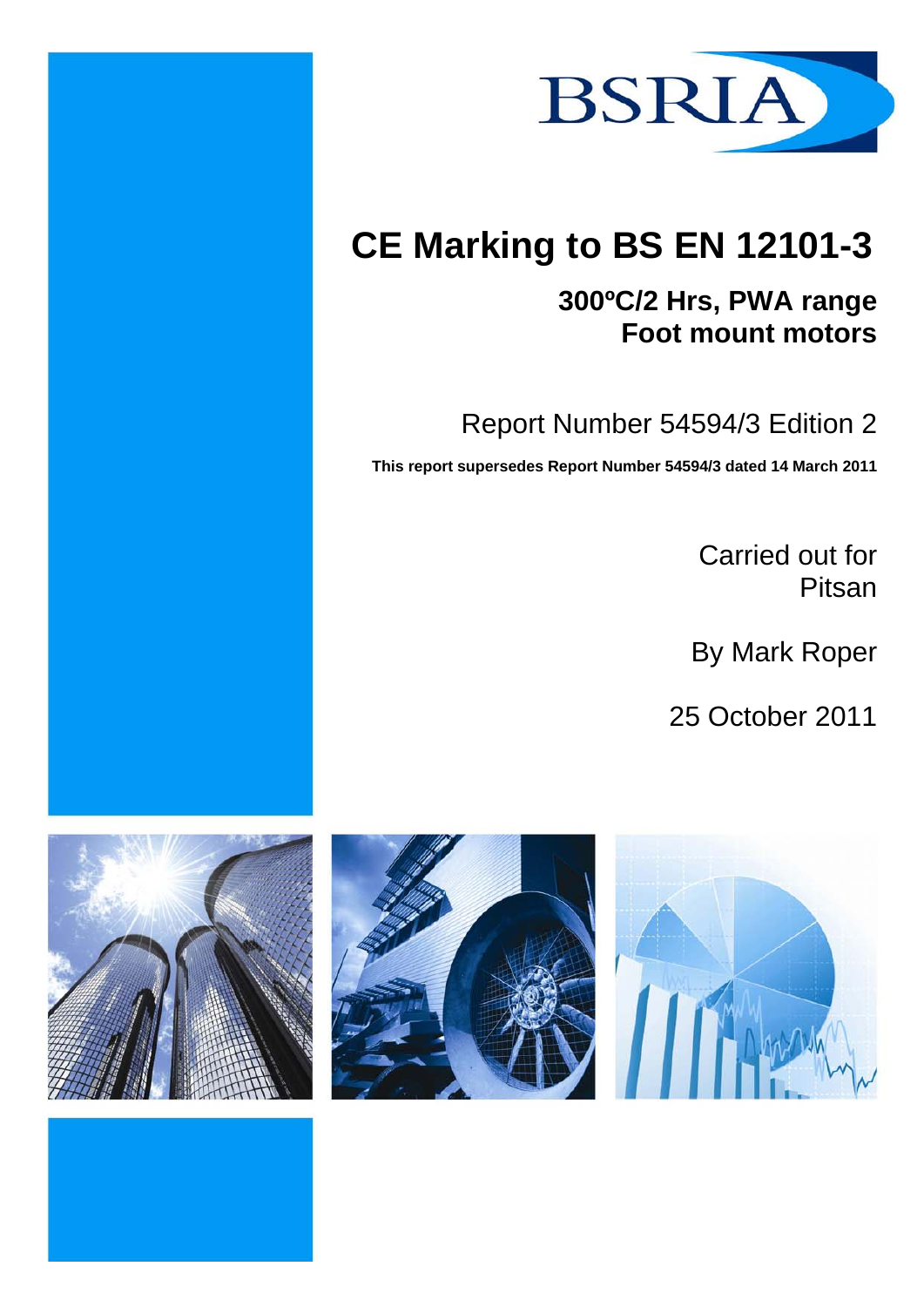BSRIA

# CE Marking to BS EN 12101-3

## 300ºC/2 Hrs, PWA range
## Foot mount motors

Report Number 54594/3 Edition 2

**This report supersedes Report Number 54594/3 dated 14 March 2011**

Carried out for
Pitsan

By Mark Roper

25 October 2011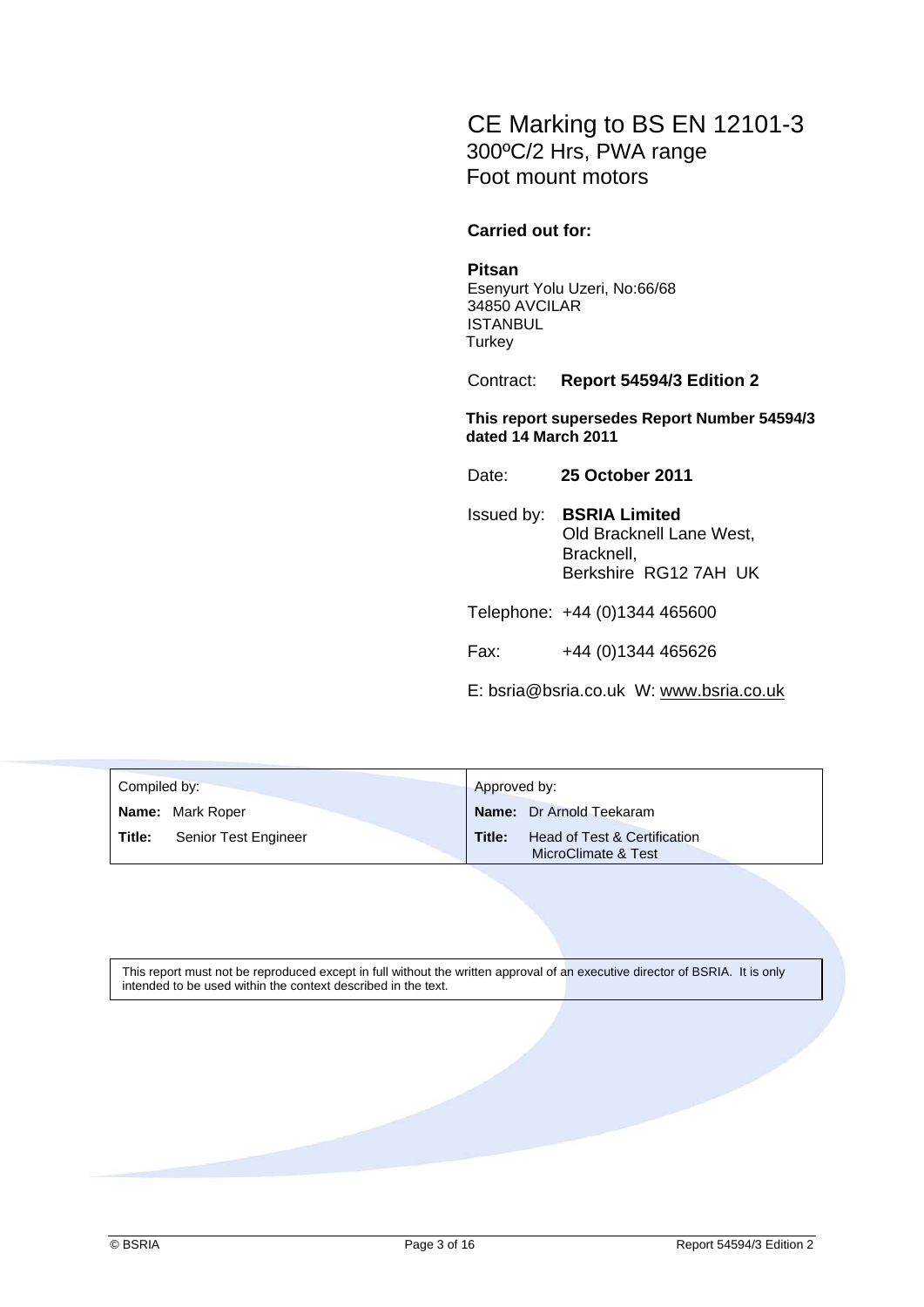# CE Marking to BS EN 12101-3

## 300ºC/2 Hrs, PWA range
## Foot mount motors

**Carried out for:**

**Pitsan**
Esenyurt Yolu Uzeri, No:66/68
34850 AVCILAR
ISTANBUL
Turkey

Contract: **Report 54594/3 Edition 2**

**This report supersedes Report Number 54594/3 dated 14 March 2011**

Date: **25 October 2011**

Issued by: **BSRIA Limited**
Old Bracknell Lane West,
Bracknell,
Berkshire RG12 7AH UK

Telephone: +44 (0)1344 465600

Fax: +44 (0)1344 465626

E: bsria@bsria.co.uk W: www.bsria.co.uk

| Compiled by: | Approved by: |
|---|---|
| **Name:** Mark Roper | **Name:** Dr Arnold Teekaram |
| **Title:** Senior Test Engineer | **Title:** Head of Test & Certification MicroClimate & Test |

This report must not be reproduced except in full without the written approval of an executive director of BSRIA. It is only intended to be used within the context described in the text.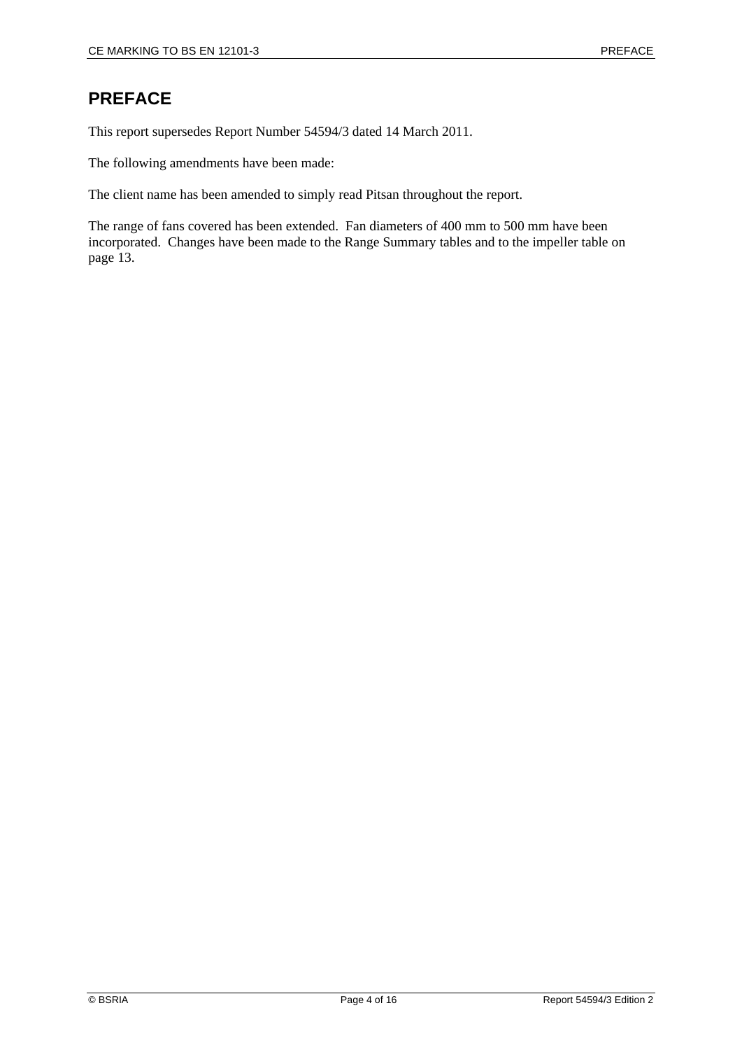# PREFACE

This report supersedes Report Number 54594/3 dated 14 March 2011.

The following amendments have been made:

The client name has been amended to simply read Pitsan throughout the report.

The range of fans covered has been extended. Fan diameters of 400 mm to 500 mm have been incorporated. Changes have been made to the Range Summary tables and to the impeller table on page 13.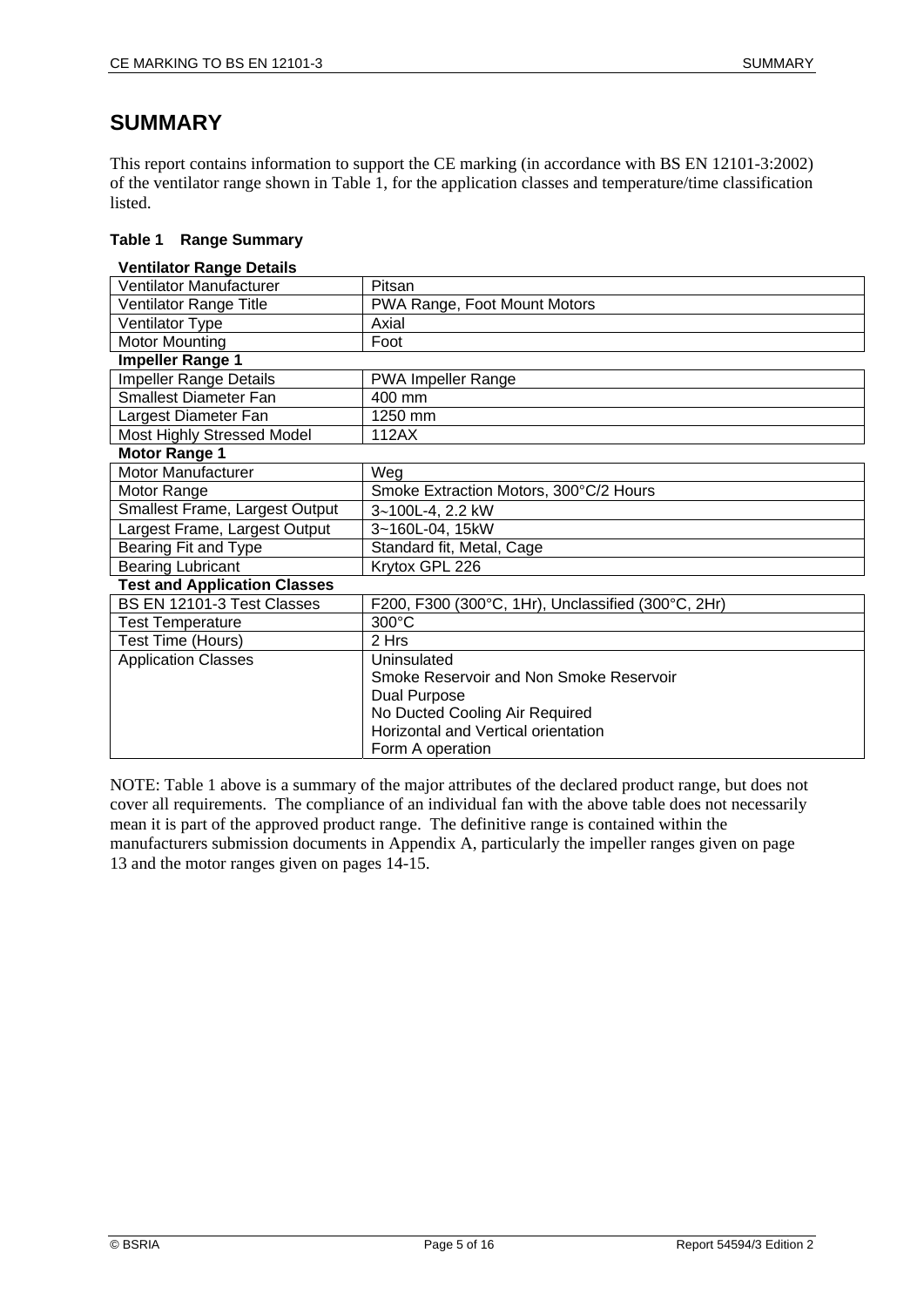# SUMMARY

This report contains information to support the CE marking (in accordance with BS EN 12101-3:2002) of the ventilator range shown in Table 1, for the application classes and temperature/time classification listed.

**Table 1 Range Summary**

| **Ventilator Range Details** | |
|---|---|
| Ventilator Manufacturer | Pitsan |
| Ventilator Range Title | PWA Range, Foot Mount Motors |
| Ventilator Type | Axial |
| Motor Mounting | Foot |
| **Impeller Range 1** | |
| Impeller Range Details | PWA Impeller Range |
| Smallest Diameter Fan | 400 mm |
| Largest Diameter Fan | 1250 mm |
| Most Highly Stressed Model | 112AX |
| **Motor Range 1** | |
| Motor Manufacturer | Weg |
| Motor Range | Smoke Extraction Motors, 300°C/2 Hours |
| Smallest Frame, Largest Output | 3~100L-4, 2.2 kW |
| Largest Frame, Largest Output | 3~160L-04, 15kW |
| Bearing Fit and Type | Standard fit, Metal, Cage |
| Bearing Lubricant | Krytox GPL 226 |
| **Test and Application Classes** | |
| BS EN 12101-3 Test Classes | F200, F300 (300°C, 1Hr), Unclassified (300°C, 2Hr) |
| Test Temperature | 300°C |
| Test Time (Hours) | 2 Hrs |
| Application Classes | Uninsulated<br>Smoke Reservoir and Non Smoke Reservoir<br>Dual Purpose<br>No Ducted Cooling Air Required<br>Horizontal and Vertical orientation<br>Form A operation |

NOTE: Table 1 above is a summary of the major attributes of the declared product range, but does not cover all requirements. The compliance of an individual fan with the above table does not necessarily mean it is part of the approved product range. The definitive range is contained within the manufacturers submission documents in Appendix A, particularly the impeller ranges given on page 13 and the motor ranges given on pages 14-15.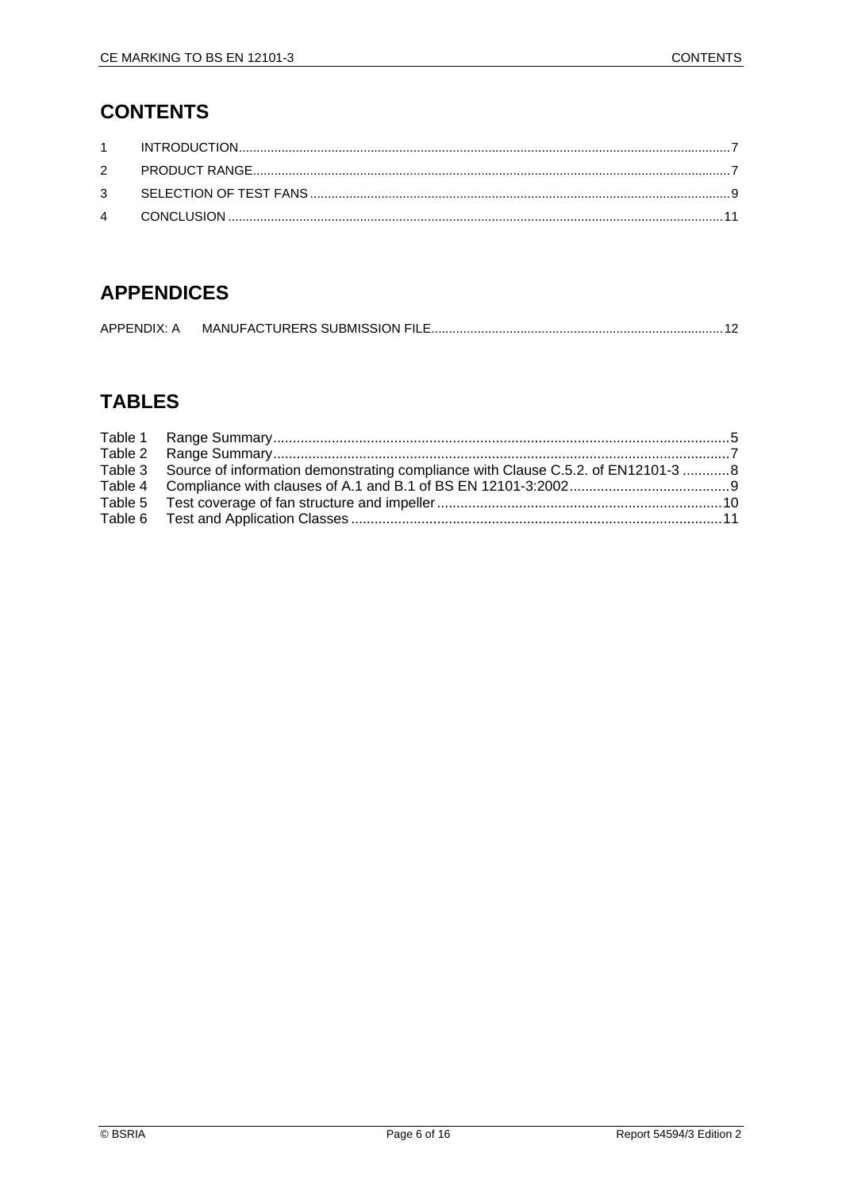## CONTENTS

1 INTRODUCTION........................................................................................................................................7
2 PRODUCT RANGE...................................................................................................................................7
3 SELECTION OF TEST FANS ....................................................................................................................9
4 CONCLUSION .........................................................................................................................................11

## APPENDICES

APPENDIX: A MANUFACTURERS SUBMISSION FILE................................................................................12

## TABLES

Table 1 Range Summary....................................................................................................................5
Table 2 Range Summary....................................................................................................................7
Table 3 Source of information demonstrating compliance with Clause C.5.2. of EN12101-3 ............8
Table 4 Compliance with clauses of A.1 and B.1 of BS EN 12101-3:2002.........................................9
Table 5 Test coverage of fan structure and impeller.........................................................................10
Table 6 Test and Application Classes ..............................................................................................11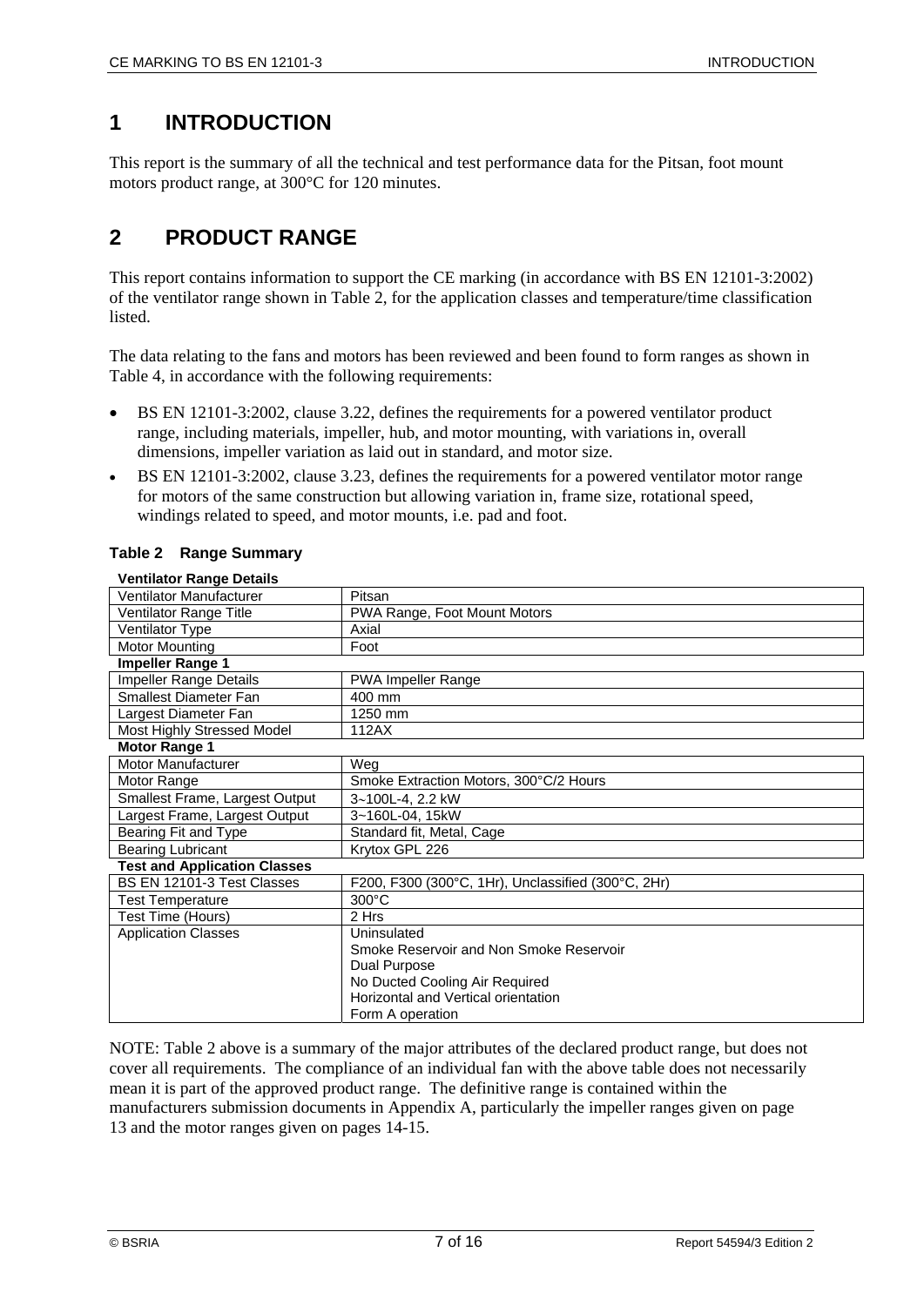# 1 INTRODUCTION

This report is the summary of all the technical and test performance data for the Pitsan, foot mount motors product range, at 300°C for 120 minutes.

# 2 PRODUCT RANGE

This report contains information to support the CE marking (in accordance with BS EN 12101-3:2002) of the ventilator range shown in Table 2, for the application classes and temperature/time classification listed.

The data relating to the fans and motors has been reviewed and been found to form ranges as shown in Table 4, in accordance with the following requirements:

- BS EN 12101-3:2002, clause 3.22, defines the requirements for a powered ventilator product range, including materials, impeller, hub, and motor mounting, with variations in, overall dimensions, impeller variation as laid out in standard, and motor size.
- BS EN 12101-3:2002, clause 3.23, defines the requirements for a powered ventilator motor range for motors of the same construction but allowing variation in, frame size, rotational speed, windings related to speed, and motor mounts, i.e. pad and foot.

**Table 2 Range Summary**

| **Ventilator Range Details** | |
|---|---|
| Ventilator Manufacturer | Pitsan |
| Ventilator Range Title | PWA Range, Foot Mount Motors |
| Ventilator Type | Axial |
| Motor Mounting | Foot |
| **Impeller Range 1** | |
| Impeller Range Details | PWA Impeller Range |
| Smallest Diameter Fan | 400 mm |
| Largest Diameter Fan | 1250 mm |
| Most Highly Stressed Model | 112AX |
| **Motor Range 1** | |
| Motor Manufacturer | Weg |
| Motor Range | Smoke Extraction Motors, 300°C/2 Hours |
| Smallest Frame, Largest Output | 3~100L-4, 2.2 kW |
| Largest Frame, Largest Output | 3~160L-04, 15kW |
| Bearing Fit and Type | Standard fit, Metal, Cage |
| Bearing Lubricant | Krytox GPL 226 |
| **Test and Application Classes** | |
| BS EN 12101-3 Test Classes | F200, F300 (300°C, 1Hr), Unclassified (300°C, 2Hr) |
| Test Temperature | 300°C |
| Test Time (Hours) | 2 Hrs |
| Application Classes | Uninsulated<br>Smoke Reservoir and Non Smoke Reservoir<br>Dual Purpose<br>No Ducted Cooling Air Required<br>Horizontal and Vertical orientation<br>Form A operation |

NOTE: Table 2 above is a summary of the major attributes of the declared product range, but does not cover all requirements. The compliance of an individual fan with the above table does not necessarily mean it is part of the approved product range. The definitive range is contained within the manufacturers submission documents in Appendix A, particularly the impeller ranges given on page 13 and the motor ranges given on pages 14-15.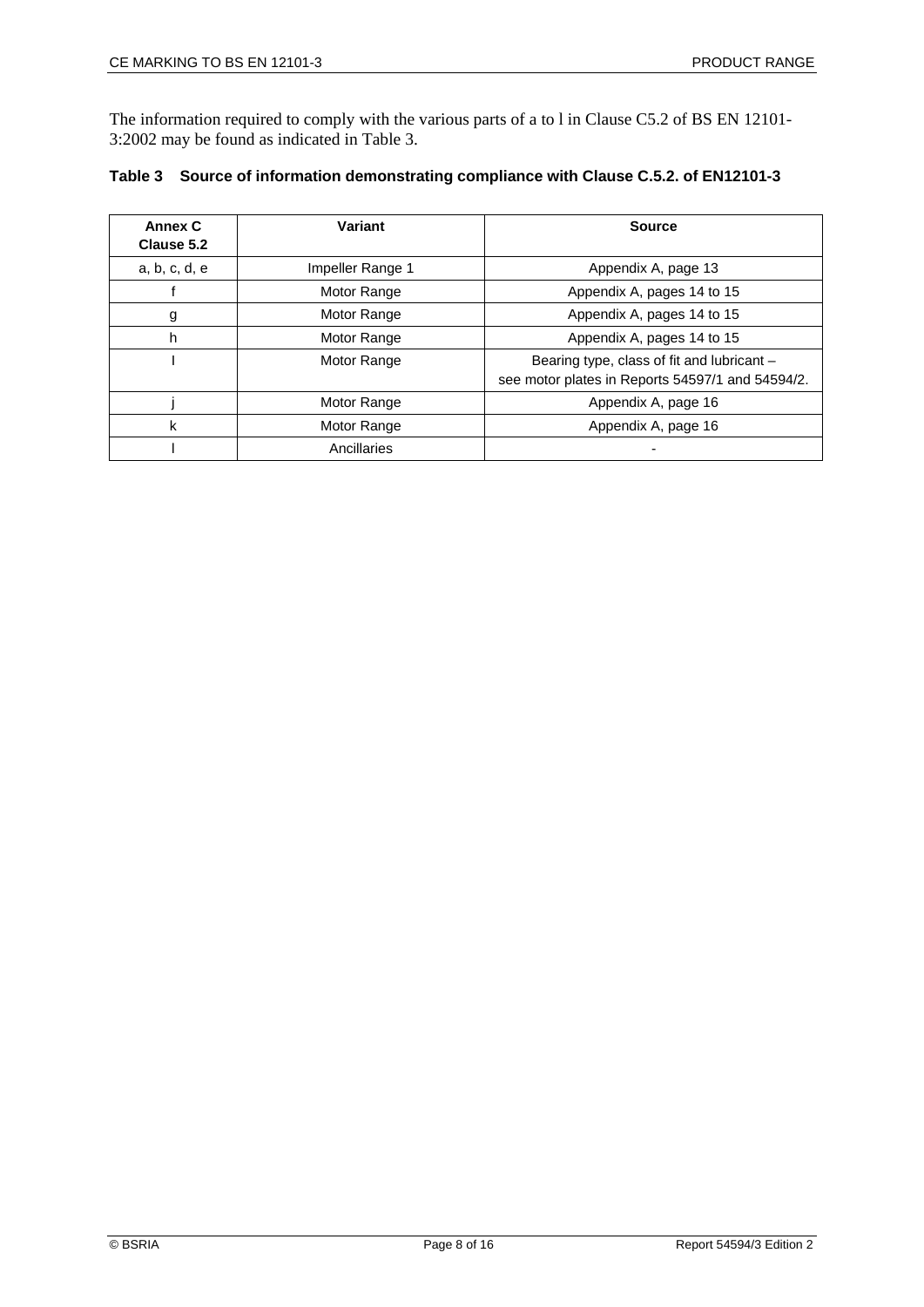The information required to comply with the various parts of a to l in Clause C5.2 of BS EN 12101-3:2002 may be found as indicated in Table 3.

**Table 3 Source of information demonstrating compliance with Clause C.5.2. of EN12101-3**

| Annex C Clause 5.2 | Variant | Source |
|---|---|---|
| a, b, c, d, e | Impeller Range 1 | Appendix A, page 13 |
| f | Motor Range | Appendix A, pages 14 to 15 |
| g | Motor Range | Appendix A, pages 14 to 15 |
| h | Motor Range | Appendix A, pages 14 to 15 |
| I | Motor Range | Bearing type, class of fit and lubricant – see motor plates in Reports 54597/1 and 54594/2. |
| j | Motor Range | Appendix A, page 16 |
| k | Motor Range | Appendix A, page 16 |
| l | Ancillaries | - |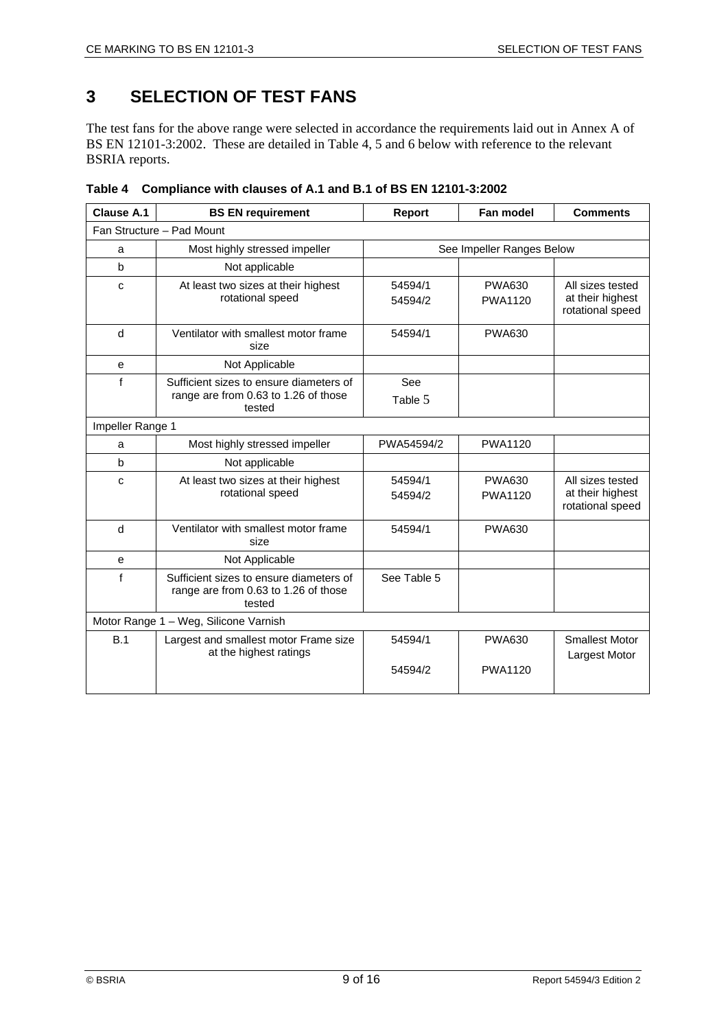# 3 SELECTION OF TEST FANS

The test fans for the above range were selected in accordance the requirements laid out in Annex A of BS EN 12101-3:2002. These are detailed in Table 4, 5 and 6 below with reference to the relevant BSRIA reports.

**Table 4 Compliance with clauses of A.1 and B.1 of BS EN 12101-3:2002**

| Clause A.1 | BS EN requirement | Report | Fan model | Comments |
|---|---|---|---|---|
| Fan Structure – Pad Mount | | | | |
| a | Most highly stressed impeller | See Impeller Ranges Below | | |
| b | Not applicable | | | |
| c | At least two sizes at their highest rotational speed | 54594/1<br>54594/2 | PWA630<br>PWA1120 | All sizes tested at their highest rotational speed |
| d | Ventilator with smallest motor frame size | 54594/1 | PWA630 | |
| e | Not Applicable | | | |
| f | Sufficient sizes to ensure diameters of range are from 0.63 to 1.26 of those tested | See Table 5 | | |
| Impeller Range 1 | | | | |
| a | Most highly stressed impeller | PWA54594/2 | PWA1120 | |
| b | Not applicable | | | |
| c | At least two sizes at their highest rotational speed | 54594/1<br>54594/2 | PWA630<br>PWA1120 | All sizes tested at their highest rotational speed |
| d | Ventilator with smallest motor frame size | 54594/1 | PWA630 | |
| e | Not Applicable | | | |
| f | Sufficient sizes to ensure diameters of range are from 0.63 to 1.26 of those tested | See Table 5 | | |
| Motor Range 1 – Weg, Silicone Varnish | | | | |
| B.1 | Largest and smallest motor Frame size at the highest ratings | 54594/1<br>54594/2 | PWA630<br>PWA1120 | Smallest Motor<br>Largest Motor |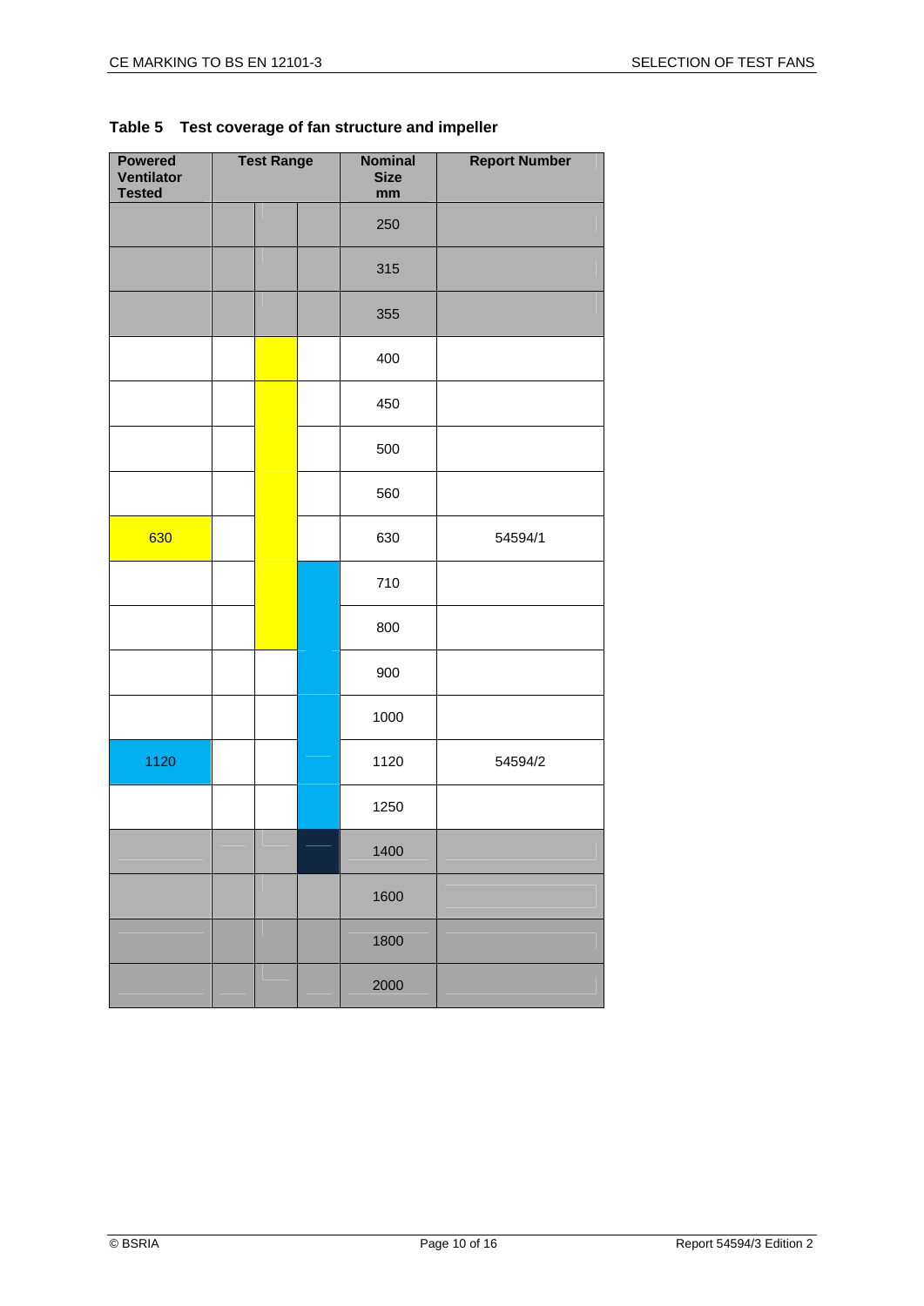**Table 5 Test coverage of fan structure and impeller**

| Powered Ventilator Tested | Test Range | | | Nominal Size mm | Report Number |
|---|---|---|---|---|---|
| | | | | 250 | |
| | | | | 315 | |
| | | | | 355 | |
| | | | | 400 | |
| | | | | 450 | |
| | | | | 500 | |
| | | | | 560 | |
| 630 | | | | 630 | 54594/1 |
| | | | | 710 | |
| | | | | 800 | |
| | | | | 900 | |
| | | | | 1000 | |
| 1120 | | | | 1120 | 54594/2 |
| | | | | 1250 | |
| | | | | 1400 | |
| | | | | 1600 | |
| | | | | 1800 | |
| | | | | 2000 | |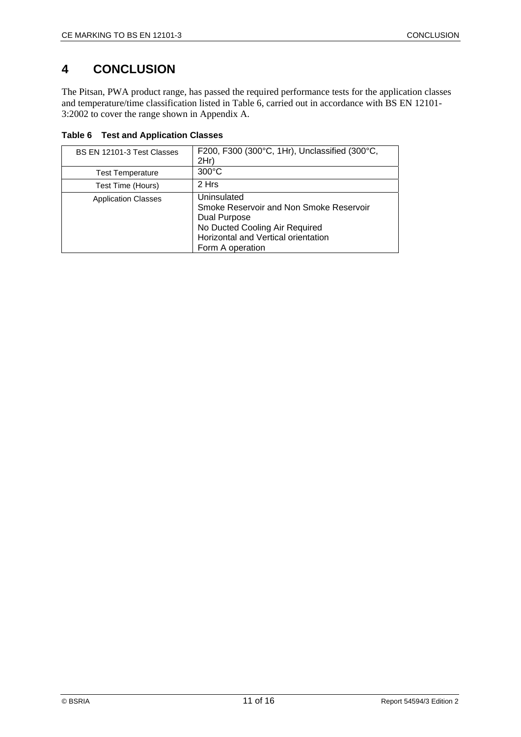# 4 CONCLUSION

The Pitsan, PWA product range, has passed the required performance tests for the application classes and temperature/time classification listed in Table 6, carried out in accordance with BS EN 12101-3:2002 to cover the range shown in Appendix A.

**Table 6 Test and Application Classes**

| | |
|---|---|
| BS EN 12101-3 Test Classes | F200, F300 (300°C, 1Hr), Unclassified (300°C, 2Hr) |
| Test Temperature | 300°C |
| Test Time (Hours) | 2 Hrs |
| Application Classes | Uninsulated<br>Smoke Reservoir and Non Smoke Reservoir<br>Dual Purpose<br>No Ducted Cooling Air Required<br>Horizontal and Vertical orientation<br>Form A operation |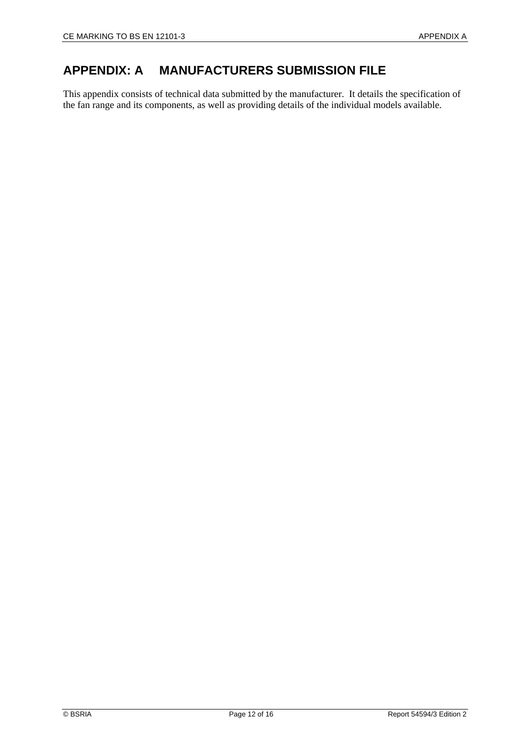# APPENDIX: A MANUFACTURERS SUBMISSION FILE

This appendix consists of technical data submitted by the manufacturer. It details the specification of the fan range and its components, as well as providing details of the individual models available.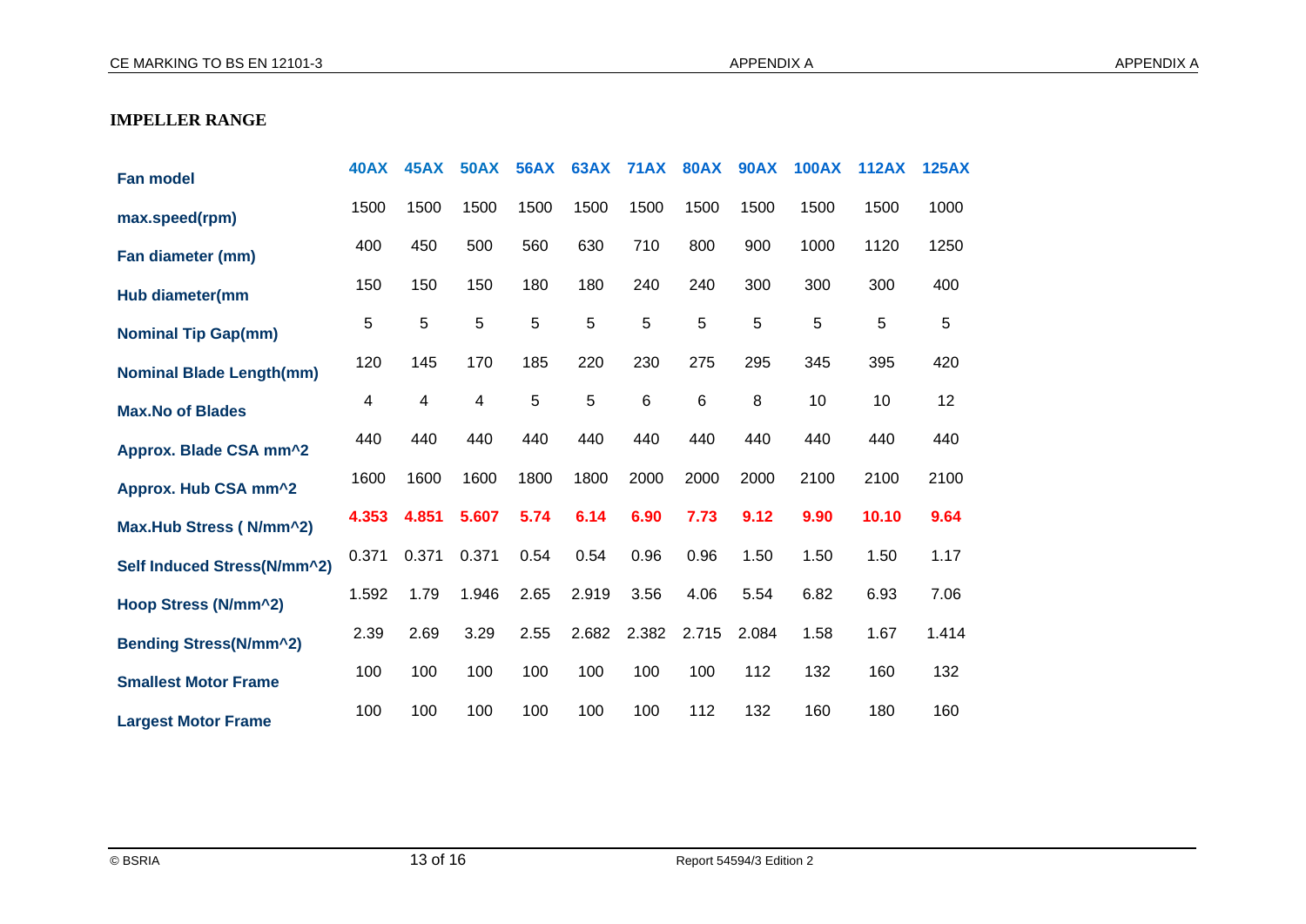**IMPELLER RANGE**

| Fan model | 40AX | 45AX | 50AX | 56AX | 63AX | 71AX | 80AX | 90AX | 100AX | 112AX | 125AX |
|---|---|---|---|---|---|---|---|---|---|---|---|
| max.speed(rpm) | 1500 | 1500 | 1500 | 1500 | 1500 | 1500 | 1500 | 1500 | 1500 | 1500 | 1000 |
| Fan diameter (mm) | 400 | 450 | 500 | 560 | 630 | 710 | 800 | 900 | 1000 | 1120 | 1250 |
| Hub diameter(mm | 150 | 150 | 150 | 180 | 180 | 240 | 240 | 300 | 300 | 300 | 400 |
| Nominal Tip Gap(mm) | 5 | 5 | 5 | 5 | 5 | 5 | 5 | 5 | 5 | 5 | 5 |
| Nominal Blade Length(mm) | 120 | 145 | 170 | 185 | 220 | 230 | 275 | 295 | 345 | 395 | 420 |
| Max.No of Blades | 4 | 4 | 4 | 5 | 5 | 6 | 6 | 8 | 10 | 10 | 12 |
| Approx. Blade CSA mm^2 | 440 | 440 | 440 | 440 | 440 | 440 | 440 | 440 | 440 | 440 | 440 |
| Approx. Hub CSA mm^2 | 1600 | 1600 | 1600 | 1800 | 1800 | 2000 | 2000 | 2000 | 2100 | 2100 | 2100 |
| Max.Hub Stress ( N/mm^2) | **4.353** | **4.851** | **5.607** | **5.74** | **6.14** | **6.90** | **7.73** | **9.12** | **9.90** | **10.10** | **9.64** |
| Self Induced Stress(N/mm^2) | 0.371 | 0.371 | 0.371 | 0.54 | 0.54 | 0.96 | 0.96 | 1.50 | 1.50 | 1.50 | 1.17 |
| Hoop Stress (N/mm^2) | 1.592 | 1.79 | 1.946 | 2.65 | 2.919 | 3.56 | 4.06 | 5.54 | 6.82 | 6.93 | 7.06 |
| Bending Stress(N/mm^2) | 2.39 | 2.69 | 3.29 | 2.55 | 2.682 | 2.382 | 2.715 | 2.084 | 1.58 | 1.67 | 1.414 |
| Smallest Motor Frame | 100 | 100 | 100 | 100 | 100 | 100 | 100 | 112 | 132 | 160 | 132 |
| Largest Motor Frame | 100 | 100 | 100 | 100 | 100 | 100 | 112 | 132 | 160 | 180 | 160 |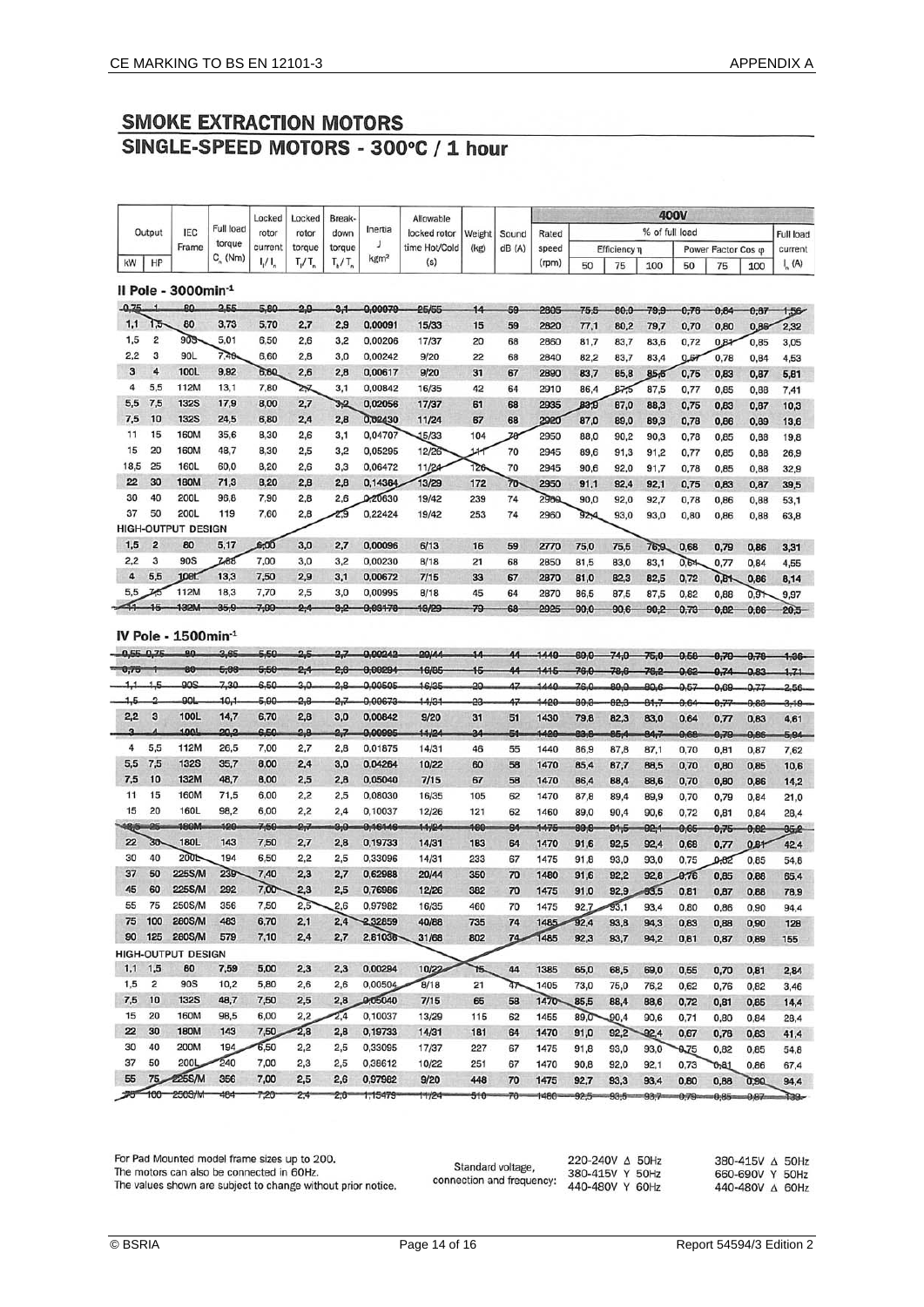## SMOKE EXTRACTION MOTORS

## SINGLE-SPEED MOTORS - 300°C / 1 hour

| Output | | IEC Frame | Full load torque | Locked rotor current | Locked rotor torque | Break-down torque | Inertia J | Allowable locked rotor time Hot/Cold | Weight | Sound | 400V | | | | | | | | |
|---|---|---|---|---|---|---|---|---|---|---|---|---|---|---|---|---|---|---|---|
| | | | | | | | | | | | Rated speed | % of full load | | | | | | | Full load current |
| | | | | | | | | | | | | Efficiency η | | | Power Factor Cos φ | | | | |
| kW | HP | | $C_n$ (Nm) | $I_l/I_n$ | $T_l/T_n$ | $T_b/T_n$ | kgm² | (s) | (kg) | dB (A) | (rpm) | 50 | 75 | 100 | 50 | 75 | 100 | | $I_n$ (A) |
| **II Pole - 3000min⁻¹** | | | | | | | | | | | | | | | | | | | |
| 0,75 | 1 | 80 | 2,55 | 5,80 | 2,9 | 3,1 | 0,00079 | 25/55 | 14 | 59 | 2805 | 75,5 | 80,0 | 79,9 | 0,78 | 0,84 | 0,87 | | 1,56 |
| 1,1 | 1,5 | 80 | 3,73 | 5,70 | 2,7 | 2,9 | 0,00091 | 15/33 | 15 | 59 | 2820 | 77,1 | 80,2 | 79,7 | 0,70 | 0,80 | 0,86 | | 2,32 |
| 1,5 | 2 | 90S | 5,01 | 6,50 | 2,6 | 3,2 | 0,00206 | 17/37 | 20 | 68 | 2860 | 81,7 | 83,7 | 83,6 | 0,72 | 0,81 | 0,85 | | 3,05 |
| 2,2 | 3 | 90L | 7,40 | 6,60 | 2,8 | 3,0 | 0,00242 | 9/20 | 22 | 68 | 2840 | 82,2 | 83,7 | 83,4 | 0,67 | 0,78 | 0,84 | | 4,53 |
| 3 | 4 | 100L | 9,92 | 6,60 | 2,6 | 2,8 | 0,00617 | 9/20 | 31 | 67 | 2890 | 83,7 | 85,8 | 85,6 | 0,75 | 0,83 | 0,87 | | 5,81 |
| 4 | 5,5 | 112M | 13,1 | 7,80 | 2,7 | 3,1 | 0,00842 | 16/35 | 42 | 64 | 2910 | 86,4 | 87,5 | 87,5 | 0,77 | 0,85 | 0,88 | | 7,41 |
| 5,5 | 7,5 | 132S | 17,9 | 8,00 | 2,7 | 3,2 | 0,02056 | 17/37 | 61 | 68 | 2935 | 83,9 | 87,0 | 88,3 | 0,75 | 0,83 | 0,87 | | 10,3 |
| 7,5 | 10 | 132S | 24,5 | 6,80 | 2,4 | 2,8 | 0,02430 | 11/24 | 67 | 68 | 2920 | 87,0 | 89,0 | 89,3 | 0,78 | 0,86 | 0,89 | | 13,6 |
| 11 | 15 | 160M | 35,6 | 8,30 | 2,6 | 3,1 | 0,04707 | 15/33 | 104 | 70 | 2950 | 88,0 | 90,2 | 90,3 | 0,78 | 0,85 | 0,88 | | 19,8 |
| 15 | 20 | 160M | 48,7 | 8,30 | 2,5 | 3,2 | 0,05295 | 12/26 | 111 | 70 | 2945 | 89,6 | 91,3 | 91,2 | 0,77 | 0,85 | 0,88 | | 26,9 |
| 18,5 | 25 | 160L | 60,0 | 8,20 | 2,6 | 3,3 | 0,06472 | 11/24 | 126 | 70 | 2945 | 90,6 | 92,0 | 91,7 | 0,78 | 0,85 | 0,88 | | 32,9 |
| 22 | 30 | 180M | 71,3 | 8,20 | 2,8 | 2,8 | 0,14364 | 13/29 | 172 | 70 | 2950 | 91,1 | 92,4 | 92,1 | 0,75 | 0,83 | 0,87 | | 39,5 |
| 30 | 40 | 200L | 96,6 | 7,90 | 2,8 | 2,6 | 0,20630 | 19/42 | 239 | 74 | 2965 | 90,0 | 92,0 | 92,7 | 0,78 | 0,86 | 0,88 | | 53,1 |
| 37 | 50 | 200L | 119 | 7,60 | 2,8 | 2,9 | 0,22424 | 19/42 | 253 | 74 | 2960 | 92,4 | 93,0 | 93,0 | 0,80 | 0,86 | 0,88 | | 63,8 |
| **HIGH-OUTPUT DESIGN** | | | | | | | | | | | | | | | | | | | |
| 1,5 | 2 | 80 | 5,17 | 6,00 | 3,0 | 2,7 | 0,00096 | 6/13 | 16 | 59 | 2770 | 75,0 | 75,5 | 76,9 | 0,68 | 0,79 | 0,86 | | 3,31 |
| 2,2 | 3 | 90S | 7,68 | 7,00 | 3,0 | 3,2 | 0,00230 | 8/18 | 21 | 68 | 2850 | 81,5 | 83,0 | 83,1 | 0,64 | 0,77 | 0,84 | | 4,55 |
| 4 | 5,5 | 100L | 13,3 | 7,50 | 2,9 | 3,1 | 0,00672 | 7/15 | 33 | 67 | 2870 | 81,0 | 82,3 | 82,5 | 0,72 | 0,81 | 0,86 | | 8,14 |
| 5,5 | 7,5 | 112M | 18,3 | 7,70 | 2,5 | 3,0 | 0,00995 | 8/18 | 45 | 64 | 2870 | 86,5 | 87,5 | 87,5 | 0,82 | 0,88 | 0,91 | | 9,97 |
| 11 | 15 | 132M | 35,9 | 7,00 | 2,4 | 3,2 | 0,03170 | 10/23 | 79 | 68 | 2925 | 90,0 | 90,6 | 90,2 | 0,73 | 0,82 | 0,86 | | 20,5 |
| **IV Pole - 1500min⁻¹** | | | | | | | | | | | | | | | | | | | |
| 0,55 | 0,75 | 80 | 3,65 | 5,50 | 2,5 | 2,7 | 0,00242 | 20/44 | 14 | 44 | 1440 | 69,0 | 74,0 | 75,0 | 0,58 | 0,70 | 0,76 | | 1,36 |
| 0,75 | 1 | 80 | 5,03 | 5,50 | 2,4 | 2,8 | 0,00294 | 16/35 | 15 | 44 | 1415 | 76,0 | 78,6 | 78,2 | 0,62 | 0,74 | 0,83 | | 1,71 |
| 1,1 | 1,5 | 90S | 7,30 | 6,50 | 3,0 | 2,8 | 0,00505 | 16/35 | 20 | 47 | 1440 | 79,0 | 80,9 | 80,6 | 0,57 | 0,69 | 0,77 | | 2,56 |
| 1,5 | 2 | 90L | 10,1 | 5,80 | 2,8 | 2,7 | 0,00673 | 14/31 | 23 | 47 | 1420 | 80,8 | 82,3 | 81,7 | 0,64 | 0,77 | 0,83 | | 3,19 |
| 2,2 | 3 | 100L | 14,7 | 6,70 | 2,8 | 3,0 | 0,00842 | 9/20 | 31 | 51 | 1430 | 79,8 | 82,3 | 83,0 | 0,64 | 0,77 | 0,83 | | 4,61 |
| 3 | 4 | 100L | 20,2 | 6,50 | 2,8 | 2,7 | 0,00995 | 11/24 | 34 | 51 | 1420 | 83,9 | 85,4 | 84,7 | 0,68 | 0,79 | 0,86 | | 5,94 |
| 4 | 5,5 | 112M | 26,5 | 7,00 | 2,7 | 2,8 | 0,01875 | 14/31 | 46 | 55 | 1440 | 86,9 | 87,8 | 87,1 | 0,70 | 0,81 | 0,87 | | 7,62 |
| 5,5 | 7,5 | 132S | 35,7 | 8,00 | 2,4 | 3,0 | 0,04264 | 10/22 | 60 | 58 | 1470 | 85,4 | 87,7 | 88,5 | 0,70 | 0,80 | 0,85 | | 10,6 |
| 7,5 | 10 | 132M | 48,7 | 8,00 | 2,5 | 2,8 | 0,05040 | 7/15 | 67 | 58 | 1470 | 86,4 | 88,4 | 88,6 | 0,70 | 0,80 | 0,86 | | 14,2 |
| 11 | 15 | 160M | 71,5 | 6,00 | 2,2 | 2,5 | 0,08030 | 16/35 | 105 | 62 | 1470 | 87,8 | 89,4 | 89,9 | 0,70 | 0,79 | 0,84 | | 21,0 |
| 15 | 20 | 160L | 98,2 | 6,00 | 2,2 | 2,4 | 0,10037 | 12/26 | 121 | 62 | 1460 | 89,0 | 90,4 | 90,6 | 0,72 | 0,81 | 0,84 | | 28,4 |
| 18,5 | 25 | 180M | 120 | 7,50 | 2,7 | 3,0 | 0,16149 | 11/24 | 160 | 64 | 1475 | 89,8 | 91,5 | 92,1 | 0,65 | 0,78 | 0,82 | | 35,2 |
| 22 | 30 | 180L | 143 | 7,50 | 2,7 | 2,8 | 0,19733 | 14/31 | 183 | 64 | 1470 | 91,6 | 92,5 | 92,4 | 0,68 | 0,77 | 0,81 | | 42,4 |
| 30 | 40 | 200L | 194 | 6,50 | 2,2 | 2,5 | 0,33096 | 14/31 | 233 | 67 | 1475 | 91,8 | 93,0 | 93,0 | 0,75 | 0,82 | 0,85 | | 54,8 |
| 37 | 50 | 225S/M | 239 | 7,40 | 2,3 | 2,7 | 0,62988 | 20/44 | 350 | 70 | 1480 | 91,6 | 92,2 | 92,8 | 0,76 | 0,85 | 0,86 | | 65,4 |
| 45 | 60 | 225S/M | 292 | 7,00 | 2,3 | 2,5 | 0,76986 | 12/26 | 382 | 70 | 1475 | 91,0 | 92,9 | 93,5 | 0,81 | 0,87 | 0,88 | | 78,9 |
| 55 | 75 | 250S/M | 356 | 7,50 | 2,5 | 2,6 | 0,97982 | 16/35 | 460 | 70 | 1475 | 92,7 | 93,1 | 93,4 | 0,80 | 0,86 | 0,90 | | 94,4 |
| 75 | 100 | 280S/M | 483 | 6,70 | 2,1 | 2,4 | 2,32859 | 40/88 | 735 | 74 | 1485 | 92,4 | 93,8 | 94,3 | 0,83 | 0,88 | 0,90 | | 128 |
| 90 | 125 | 280S/M | 579 | 7,10 | 2,4 | 2,7 | 2,61036 | 31/68 | 802 | 74 | 1485 | 92,3 | 93,7 | 94,2 | 0,81 | 0,87 | 0,89 | | 155 |
| **HIGH-OUTPUT DESIGN** | | | | | | | | | | | | | | | | | | | |
| 1,1 | 1,5 | 80 | 7,59 | 5,00 | 2,3 | 2,3 | 0,00284 | 10/22 | 15 | 44 | 1385 | 65,0 | 68,5 | 69,0 | 0,55 | 0,70 | 0,81 | | 2,84 |
| 1,5 | 2 | 90S | 10,2 | 5,80 | 2,6 | 2,6 | 0,00504 | 8/18 | 21 | 47 | 1405 | 73,0 | 75,0 | 76,2 | 0,62 | 0,76 | 0,82 | | 3,46 |
| 7,5 | 10 | 132S | 48,7 | 7,50 | 2,5 | 2,8 | 0,05040 | 7/15 | 65 | 58 | 1470 | 85,5 | 88,4 | 88,6 | 0,72 | 0,81 | 0,85 | | 14,4 |
| 15 | 20 | 160M | 98,5 | 6,00 | 2,2 | 2,4 | 0,10037 | 13/29 | 115 | 62 | 1455 | 89,0 | 90,4 | 90,6 | 0,71 | 0,80 | 0,84 | | 28,4 |
| 22 | 30 | 180M | 143 | 7,50 | 2,8 | 2,8 | 0,19733 | 14/31 | 181 | 64 | 1470 | 91,0 | 92,2 | 92,4 | 0,67 | 0,78 | 0,83 | | 41,4 |
| 30 | 40 | 200M | 194 | 6,50 | 2,2 | 2,5 | 0,33095 | 17/37 | 227 | 67 | 1475 | 91,8 | 93,0 | 93,0 | 0,75 | 0,82 | 0,85 | | 54,8 |
| 37 | 50 | 200L | 240 | 7,00 | 2,3 | 2,5 | 0,38612 | 10/22 | 251 | 67 | 1470 | 90,8 | 92,0 | 92,1 | 0,73 | 0,81 | 0,86 | | 67,4 |
| 55 | 75 | 225S/M | 356 | 7,00 | 2,5 | 2,6 | 0,97982 | 9/20 | 448 | 70 | 1475 | 92,7 | 93,3 | 93,4 | 0,80 | 0,86 | 0,90 | | 94,4 |
| 75 | 100 | 250S/M | 484 | 7,20 | 2,4 | 2,6 | 1,15479 | 11/24 | 510 | 70 | 1480 | 92,5 | 93,5 | 93,7 | 0,79 | 0,85 | 0,87 | | 133 |

For Pad Mounted model frame sizes up to 200.
The motors can also be connected in 60Hz.
The values shown are subject to change without prior notice.

| Standard voltage, connection and frequency: | 220-240V Δ 50Hz | 380-415V Δ 50Hz |
|---|---|---|
| | 380-415V Y 50Hz | 660-690V Y 50Hz |
| | 440-480V Y 60Hz | 440-480V Δ 60Hz |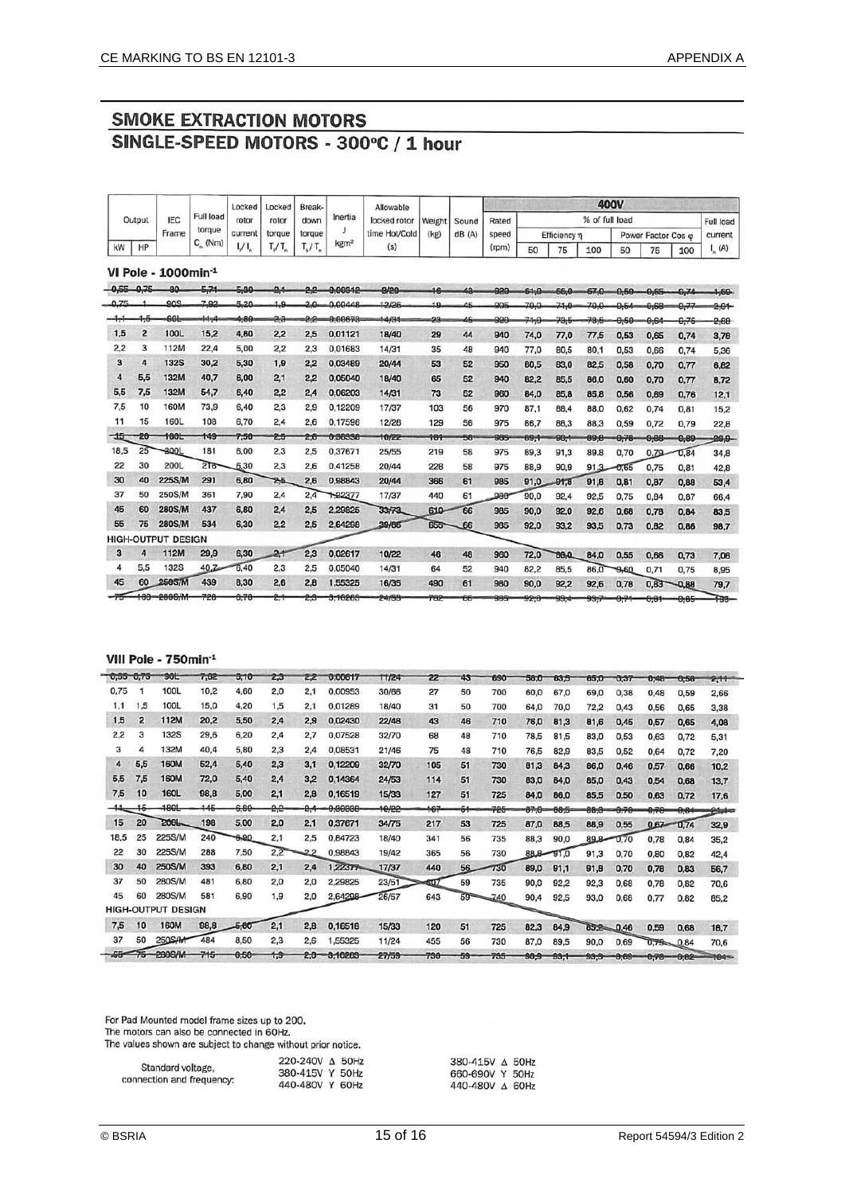## SMOKE EXTRACTION MOTORS

## SINGLE-SPEED MOTORS - 300ºC / 1 hour

| Output kW | Output HP | IEC Frame | Full load torque $C_n$ (Nm) | Locked rotor current $I_s/I_n$ | Locked rotor torque $T_s/T_n$ | Break-down torque $T_b/T_n$ | Inertia J kgm² | Allowable locked rotor time Hot/Cold (s) | Weight (kg) | Sound dB (A) | Rated speed (rpm) | Efficiency η 50 | Efficiency η 75 | Efficiency η 100 | Power Factor Cos φ 50 | Power Factor Cos φ 75 | Power Factor Cos φ 100 | Full load current $I_n$ (A) |
|---|---|---|---|---|---|---|---|---|---|---|---|---|---|---|---|---|---|---|
| **VI Pole - 1000min⁻¹** | | | | | | | | | | | | | | | | | | |
| 0,55 | 0,75 | 80 | 5,71 | 5,80 | 2,1 | 2,2 | 0,00342 | 8/20 | 16 | 43 | 920 | 61,0 | 66,0 | 67,0 | 0,50 | 0,65 | 0,74 | 1,60 |
| 0,75 | 1 | 90S | 7,92 | 5,20 | 1,9 | 2,0 | 0,00448 | 12/26 | 19 | 45 | 905 | 70,0 | 71,0 | 70,0 | 0,54 | 0,68 | 0,77 | 2,01 |
| 1,1 | 1,5 | 90L | 11,4 | 4,80 | 2,3 | 2,2 | 0,00678 | 14/31 | 23 | 45 | 920 | 71,0 | 73,5 | 73,5 | 0,50 | 0,64 | 0,75 | 2,88 |
| 1,5 | 2 | 100L | 15,2 | 4,80 | 2,2 | 2,5 | 0,01121 | 18/40 | 29 | 44 | 940 | 74,0 | 77,0 | 77,5 | 0,53 | 0,65 | 0,74 | 3,78 |
| 2,2 | 3 | 112M | 22,4 | 5,00 | 2,2 | 2,3 | 0,01683 | 14/31 | 35 | 48 | 940 | 77,0 | 80,5 | 80,1 | 0,53 | 0,66 | 0,74 | 5,36 |
| 3 | 4 | 132S | 30,2 | 5,30 | 1,9 | 2,2 | 0,03489 | 20/44 | 53 | 52 | 950 | 80,5 | 83,0 | 82,5 | 0,58 | 0,70 | 0,77 | 6,82 |
| 4 | 5,5 | 132M | 40,7 | 6,00 | 2,1 | 2,2 | 0,05040 | 18/40 | 65 | 52 | 940 | 82,2 | 85,5 | 86,0 | 0,60 | 0,70 | 0,77 | 8,72 |
| 5,5 | 7,5 | 132M | 54,7 | 6,40 | 2,2 | 2,4 | 0,06203 | 14/31 | 73 | 52 | 960 | 84,0 | 85,8 | 85,8 | 0,56 | 0,69 | 0,76 | 12,1 |
| 7,5 | 10 | 160M | 73,9 | 6,40 | 2,3 | 2,9 | 0,12209 | 17/37 | 103 | 56 | 970 | 87,1 | 88,4 | 88,0 | 0,62 | 0,74 | 0,81 | 15,2 |
| 11 | 15 | 160L | 108 | 6,70 | 2,4 | 2,6 | 0,17596 | 12/26 | 129 | 56 | 975 | 86,7 | 88,3 | 88,3 | 0,59 | 0,72 | 0,79 | 22,8 |
| 15 | 20 | 180L | 149 | 7,50 | 2,5 | 2,6 | 0,30336 | 10/22 | 181 | 56 | 965 | 89,1 | 90,1 | 89,8 | 0,78 | 0,88 | 0,89 | 26,9 |
| 18,5 | 25 | 200L | 181 | 6,00 | 2,3 | 2,5 | 0,37671 | 25/55 | 219 | 58 | 975 | 89,3 | 91,3 | 89,8 | 0,70 | 0,79 | 0,84 | 34,8 |
| 22 | 30 | 200L | 216 | 6,30 | 2,3 | 2,6 | 0,41258 | 20/44 | 228 | 58 | 975 | 88,9 | 90,9 | 91,3 | 0,65 | 0,75 | 0,81 | 42,8 |
| 30 | 40 | 225S/M | 291 | 6,80 | 2,5 | 2,6 | 0,98843 | 20/44 | 366 | 61 | 985 | 91,0 | 91,8 | 91,8 | 0,81 | 0,87 | 0,88 | 53,4 |
| 37 | 50 | 250S/M | 361 | 7,90 | 2,4 | 2,4 | 1,22377 | 17/37 | 440 | 61 | 980 | 90,0 | 92,4 | 92,5 | 0,75 | 0,84 | 0,87 | 66,4 |
| 45 | 60 | 280S/M | 437 | 6,80 | 2,4 | 2,5 | 2,29825 | 33/73 | 610 | 66 | 985 | 90,0 | 92,0 | 92,6 | 0,68 | 0,78 | 0,84 | 83,5 |
| 55 | 75 | 280S/M | 534 | 6,30 | 2,2 | 2,5 | 2,64298 | 30/66 | 655 | 66 | 985 | 92,0 | 93,2 | 93,5 | 0,73 | 0,82 | 0,86 | 98,7 |
| **HIGH-OUTPUT DESIGN** | | | | | | | | | | | | | | | | | | |
| 3 | 4 | 112M | 29,9 | 6,30 | 2,1 | 2,3 | 0,02617 | 10/22 | 46 | 48 | 960 | 72,0 | 80,0 | 84,0 | 0,55 | 0,66 | 0,73 | 7,06 |
| 4 | 5,5 | 132S | 40,7 | 6,40 | 2,3 | 2,5 | 0,05040 | 14/31 | 64 | 52 | 940 | 82,2 | 85,5 | 86,0 | 0,60 | 0,71 | 0,75 | 8,95 |
| 45 | 60 | 250S/M | 439 | 8,30 | 2,6 | 2,8 | 1,55325 | 16/35 | 490 | 61 | 980 | 90,0 | 92,2 | 92,6 | 0,78 | 0,83 | 0,88 | 79,7 |
| 75 | 100 | 280S/M | 728 | 6,70 | 2,1 | 2,3 | 3,10265 | 24/53 | 782 | 66 | 985 | 92,3 | 93,4 | 93,7 | 0,71 | 0,81 | 0,85 | 133 |
| **VIII Pole - 750min⁻¹** | | | | | | | | | | | | | | | | | | |
| 0,55 | 0,75 | 90L | 7,02 | 3,10 | 2,3 | 2,2 | 0,00617 | 11/24 | 22 | 43 | 690 | 58,0 | 63,5 | 65,0 | 0,37 | 0,48 | 0,58 | 2,11 |
| 0,75 | 1 | 100L | 10,2 | 4,60 | 2,0 | 2,1 | 0,00953 | 30/66 | 27 | 50 | 700 | 60,0 | 67,0 | 69,0 | 0,38 | 0,48 | 0,59 | 2,66 |
| 1,1 | 1,5 | 100L | 15,0 | 4,20 | 1,5 | 2,1 | 0,01289 | 18/40 | 31 | 50 | 700 | 64,0 | 70,0 | 72,2 | 0,43 | 0,56 | 0,65 | 3,38 |
| 1,5 | 2 | 112M | 20,2 | 5,50 | 2,4 | 2,9 | 0,02430 | 22/48 | 43 | 46 | 710 | 76,0 | 81,3 | 81,6 | 0,45 | 0,57 | 0,65 | 4,08 |
| 2,2 | 3 | 132S | 29,6 | 6,20 | 2,4 | 2,7 | 0,07528 | 32/70 | 68 | 48 | 710 | 78,5 | 81,5 | 83,0 | 0,53 | 0,63 | 0,72 | 5,31 |
| 3 | 4 | 132M | 40,4 | 5,80 | 2,3 | 2,4 | 0,08531 | 21/46 | 75 | 48 | 710 | 76,5 | 82,9 | 83,5 | 0,52 | 0,64 | 0,72 | 7,20 |
| 4 | 5,5 | 160M | 52,4 | 5,40 | 2,3 | 3,1 | 0,12209 | 32/70 | 105 | 51 | 730 | 81,3 | 84,3 | 86,0 | 0,46 | 0,57 | 0,66 | 10,2 |
| 5,5 | 7,5 | 160M | 72,0 | 5,40 | 2,4 | 3,2 | 0,14364 | 24/53 | 114 | 51 | 730 | 83,0 | 84,0 | 85,0 | 0,43 | 0,54 | 0,68 | 13,7 |
| 7,5 | 10 | 160L | 98,8 | 5,00 | 2,1 | 2,8 | 0,16519 | 15/33 | 127 | 51 | 725 | 84,0 | 86,0 | 85,5 | 0,50 | 0,63 | 0,72 | 17,6 |
| 11 | 15 | 180L | 145 | 6,60 | 2,2 | 2,4 | 0,30336 | 10/22 | 167 | 51 | 725 | 87,0 | 88,5 | 88,3 | 0,70 | 0,78 | 0,81 | 21,4 |
| 15 | 20 | 200L | 198 | 5,00 | 2,0 | 2,1 | 0,37671 | 34/75 | 217 | 53 | 725 | 87,0 | 88,5 | 88,9 | 0,55 | 0,67 | 0,74 | 32,9 |
| 18,5 | 25 | 225S/M | 240 | 5,90 | 2,1 | 2,5 | 0,84723 | 18/40 | 341 | 56 | 735 | 88,3 | 90,0 | 89,8 | 0,70 | 0,78 | 0,84 | 35,2 |
| 22 | 30 | 225S/M | 288 | 7,50 | 2,2 | 2,2 | 0,98843 | 19/42 | 365 | 56 | 730 | 88,8 | 91,0 | 91,3 | 0,70 | 0,80 | 0,82 | 42,4 |
| 30 | 40 | 250S/M | 393 | 6,80 | 2,1 | 2,4 | 1,22377 | 17/37 | 440 | 56 | 730 | 89,0 | 91,1 | 91,8 | 0,70 | 0,78 | 0,83 | 56,7 |
| 37 | 50 | 280S/M | 481 | 6,80 | 2,0 | 2,0 | 2,29825 | 23/51 | 607 | 59 | 735 | 90,0 | 92,2 | 92,3 | 0,68 | 0,78 | 0,82 | 70,6 |
| 45 | 60 | 280S/M | 581 | 6,90 | 1,9 | 2,0 | 2,64298 | 26/57 | 643 | 59 | 740 | 90,4 | 92,5 | 93,0 | 0,68 | 0,77 | 0,82 | 85,2 |
| **HIGH-OUTPUT DESIGN** | | | | | | | | | | | | | | | | | | |
| 7,5 | 10 | 160M | 98,8 | 5,60 | 2,1 | 2,8 | 0,16519 | 15/33 | 120 | 51 | 725 | 82,3 | 84,9 | 85,2 | 0,46 | 0,59 | 0,68 | 18,7 |
| 37 | 50 | 250S/M | 484 | 8,50 | 2,3 | 2,6 | 1,55325 | 11/24 | 455 | 56 | 730 | 87,0 | 89,5 | 90,0 | 0,69 | 0,78 | 0,84 | 70,6 |
| 55 | 75 | 280S/M | 715 | 6,50 | 1,9 | 2,0 | 3,10265 | 27/59 | 730 | 59 | 735 | 90,9 | 93,1 | 93,3 | 0,69 | 0,78 | 0,82 | 104 |

Note: Electrical values given at 400V, as % of full load.

For Pad Mounted model frame sizes up to 200.
The motors can also be connected in 60Hz.
The values shown are subject to change without prior notice.

| Standard voltage, connection and frequency: | 220-240V Δ 50Hz | 380-415V Δ 50Hz |
|---|---|---|
| | 380-415V Y 50Hz | 660-690V Y 50Hz |
| | 440-480V Y 60Hz | 440-480V Δ 60Hz |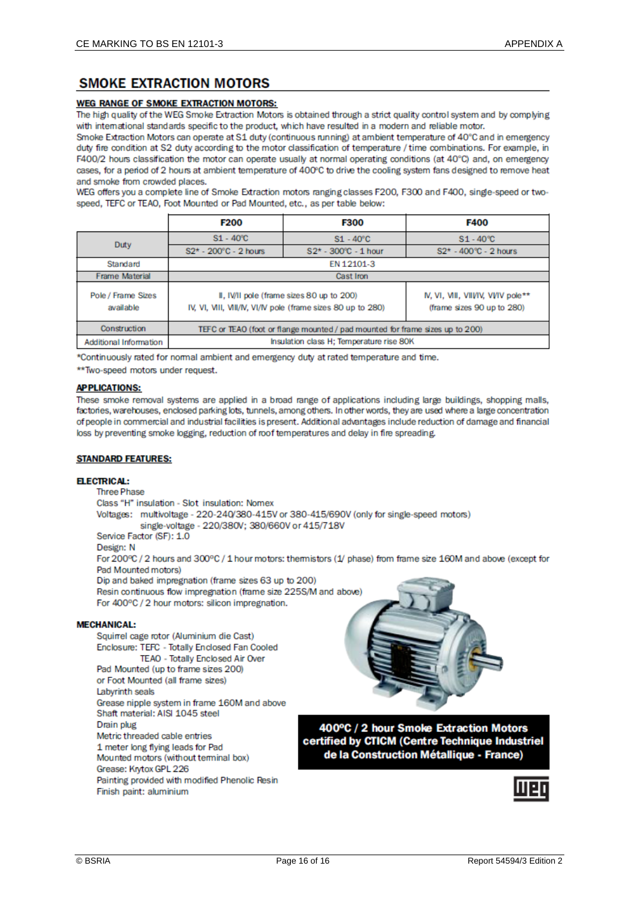# SMOKE EXTRACTION MOTORS

**WEG RANGE OF SMOKE EXTRACTION MOTORS:**

The high quality of the WEG Smoke Extraction Motors is obtained through a strict quality control system and by complying with international standards specific to the product, which have resulted in a modern and reliable motor.

Smoke Extraction Motors can operate at S1 duty (continuous running) at ambient temperature of 40°C and in emergency duty fire condition at S2 duty according to the motor classification of temperature / time combinations. For example, in F400/2 hours classification the motor can operate usually at normal operating conditions (at 40°C) and, on emergency cases, for a period of 2 hours at ambient temperature of 400°C to drive the cooling system fans designed to remove heat and smoke from crowded places.

WEG offers you a complete line of Smoke Extraction motors ranging classes F200, F300 and F400, single-speed or two-speed, TEFC or TEAO, Foot Mounted or Pad Mounted, etc., as per table below:

| | F200 | F300 | F400 |
|---|---|---|---|
| Duty | S1 - 40°C | S1 - 40°C | S1 - 40°C |
| | S2* - 200°C - 2 hours | S2* - 300°C - 1 hour | S2* - 400°C - 2 hours |
| Standard | EN 12101-3 | | |
| Frame Material | Cast Iron | | |
| Pole / Frame Sizes available | II, IV/II pole (frame sizes 80 up to 200)<br>IV, VI, VIII, VIII/IV, VI/IV pole (frame sizes 80 up to 280) | | IV, VI, VIII, VIII/IV, VI/IV pole**<br>(frame sizes 90 up to 280) |
| Construction | TEFC or TEAO (foot or flange mounted / pad mounted for frame sizes up to 200) | | |
| Additional Information | Insulation class H; Temperature rise 80K | | |

*Continuously rated for normal ambient and emergency duty at rated temperature and time.

**Two-speed motors under request.

**APPLICATIONS:**

These smoke removal systems are applied in a broad range of applications including large buildings, shopping malls, factories, warehouses, enclosed parking lots, tunnels, among others. In other words, they are used where a large concentration of people in commercial and industrial facilities is present. Additional advantages include reduction of damage and financial loss by preventing smoke logging, reduction of roof temperatures and delay in fire spreading.

**STANDARD FEATURES:**

**ELECTRICAL:**

- Three Phase
- Class "H" insulation - Slot insulation: Nomex
- Voltages: multivoltage - 220-240/380-415V or 380-415/690V (only for single-speed motors)
  single-voltage - 220/380V; 380/660V or 415/718V
- Service Factor (SF): 1.0
- Design: N
- For 200°C / 2 hours and 300°C / 1 hour motors: thermistors (1/ phase) from frame size 160M and above (except for Pad Mounted motors)
- Dip and baked impregnation (frame sizes 63 up to 200)
- Resin continuous flow impregnation (frame size 225S/M and above)
- For 400°C / 2 hour motors: silicon impregnation.

**MECHANICAL:**

- Squirrel cage rotor (Aluminium die Cast)
- Enclosure: TEFC - Totally Enclosed Fan Cooled
  TEAO - Totally Enclosed Air Over
- Pad Mounted (up to frame sizes 200)
- or Foot Mounted (all frame sizes)
- Labyrinth seals
- Grease nipple system in frame 160M and above
- Shaft material: AISI 1045 steel
- Drain plug
- Metric threaded cable entries
- 1 meter long flying leads for Pad
- Mounted motors (without terminal box)
- Grease: Krytox GPL 226
- Painting provided with modified Phenolic Resin
- Finish paint: aluminium

**400ºC / 2 hour Smoke Extraction Motors certified by CTICM (Centre Technique Industriel de la Construction Métallique - France)**

WEG